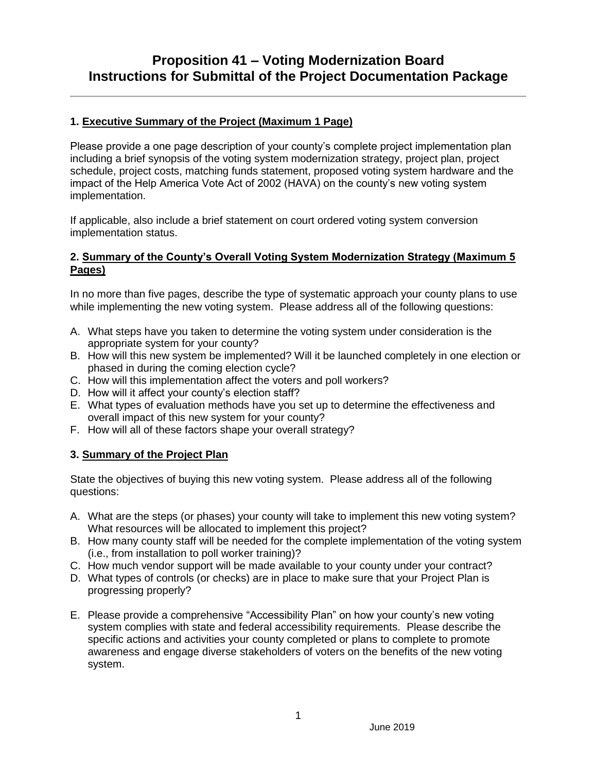# Proposition 41 – Voting Modernization Board
# Instructions for Submittal of the Project Documentation Package

---

### 1. **Executive Summary of the Project (Maximum 1 Page)**

Please provide a one page description of your county's complete project implementation plan including a brief synopsis of the voting system modernization strategy, project plan, project schedule, project costs, matching funds statement, proposed voting system hardware and the impact of the Help America Vote Act of 2002 (HAVA) on the county's new voting system implementation.

If applicable, also include a brief statement on court ordered voting system conversion implementation status.

### 2. **Summary of the County's Overall Voting System Modernization Strategy (Maximum 5 Pages)**

In no more than five pages, describe the type of systematic approach your county plans to use while implementing the new voting system. Please address all of the following questions:

A. What steps have you taken to determine the voting system under consideration is the appropriate system for your county?
B. How will this new system be implemented? Will it be launched completely in one election or phased in during the coming election cycle?
C. How will this implementation affect the voters and poll workers?
D. How will it affect your county's election staff?
E. What types of evaluation methods have you set up to determine the effectiveness and overall impact of this new system for your county?
F. How will all of these factors shape your overall strategy?

### 3. **Summary of the Project Plan**

State the objectives of buying this new voting system. Please address all of the following questions:

A. What are the steps (or phases) your county will take to implement this new voting system? What resources will be allocated to implement this project?
B. How many county staff will be needed for the complete implementation of the voting system (i.e., from installation to poll worker training)?
C. How much vendor support will be made available to your county under your contract?
D. What types of controls (or checks) are in place to make sure that your Project Plan is progressing properly?

E. Please provide a comprehensive "Accessibility Plan" on how your county's new voting system complies with state and federal accessibility requirements. Please describe the specific actions and activities your county completed or plans to complete to promote awareness and engage diverse stakeholders of voters on the benefits of the new voting system.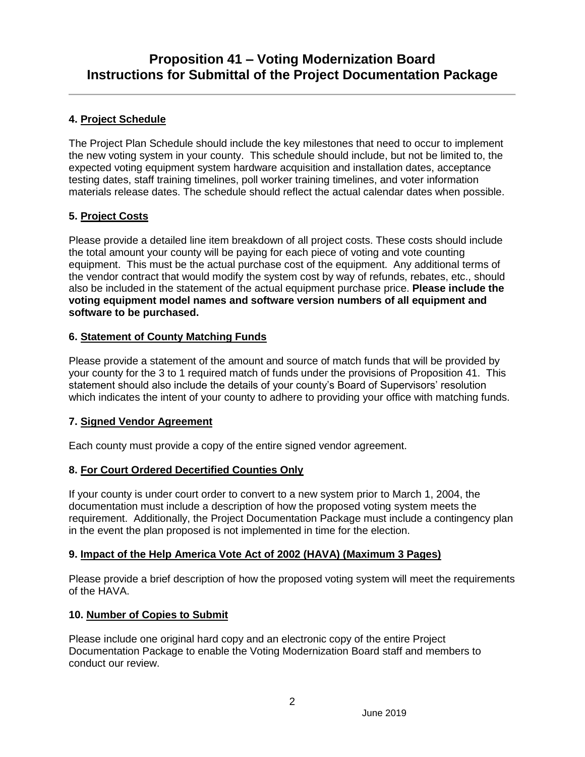# Proposition 41 – Voting Modernization Board Instructions for Submittal of the Project Documentation Package

### 4. <u>Project Schedule</u>

The Project Plan Schedule should include the key milestones that need to occur to implement the new voting system in your county. This schedule should include, but not be limited to, the expected voting equipment system hardware acquisition and installation dates, acceptance testing dates, staff training timelines, poll worker training timelines, and voter information materials release dates. The schedule should reflect the actual calendar dates when possible.

### 5. <u>Project Costs</u>

Please provide a detailed line item breakdown of all project costs. These costs should include the total amount your county will be paying for each piece of voting and vote counting equipment. This must be the actual purchase cost of the equipment. Any additional terms of the vendor contract that would modify the system cost by way of refunds, rebates, etc., should also be included in the statement of the actual equipment purchase price. **Please include the voting equipment model names and software version numbers of all equipment and software to be purchased.**

### 6. <u>Statement of County Matching Funds</u>

Please provide a statement of the amount and source of match funds that will be provided by your county for the 3 to 1 required match of funds under the provisions of Proposition 41. This statement should also include the details of your county's Board of Supervisors' resolution which indicates the intent of your county to adhere to providing your office with matching funds.

### 7. <u>Signed Vendor Agreement</u>

Each county must provide a copy of the entire signed vendor agreement.

### 8. <u>For Court Ordered Decertified Counties Only</u>

If your county is under court order to convert to a new system prior to March 1, 2004, the documentation must include a description of how the proposed voting system meets the requirement. Additionally, the Project Documentation Package must include a contingency plan in the event the plan proposed is not implemented in time for the election.

### 9. <u>Impact of the Help America Vote Act of 2002 (HAVA) (Maximum 3 Pages)</u>

Please provide a brief description of how the proposed voting system will meet the requirements of the HAVA.

### 10. <u>Number of Copies to Submit</u>

Please include one original hard copy and an electronic copy of the entire Project Documentation Package to enable the Voting Modernization Board staff and members to conduct our review.

June 2019